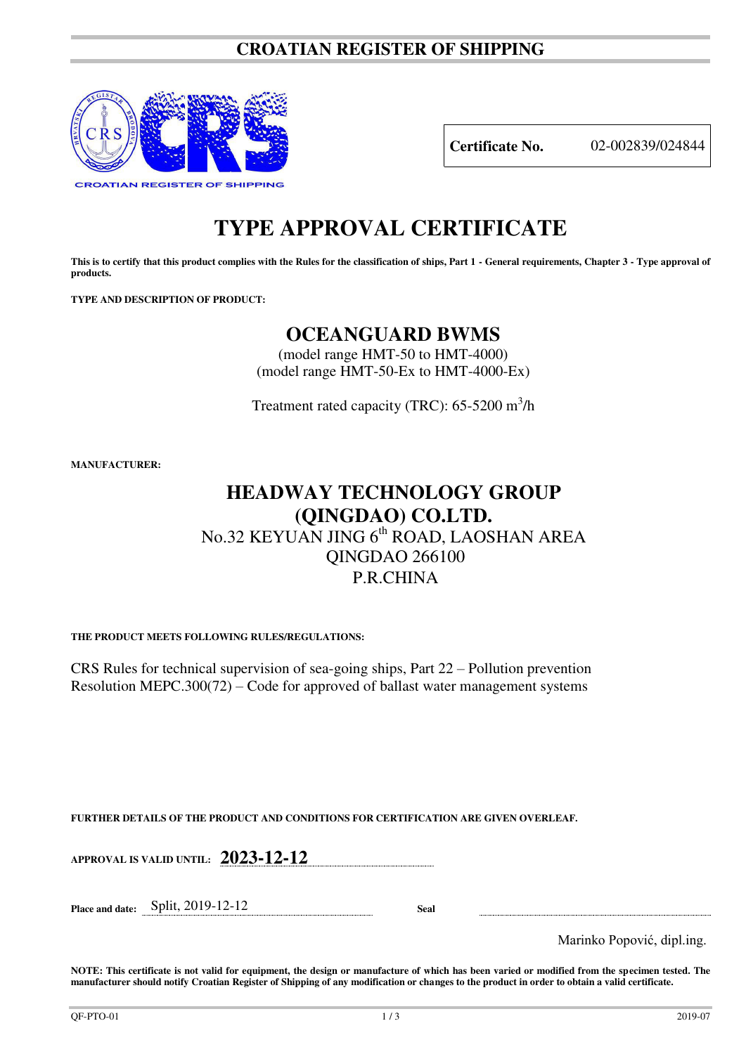# CROATIAN REGISTER OF SHIPPING

CROATIAN REGISTER OF SHIPPING

| **Certificate No.** | 02-002839/024844 |
|---|---|

# TYPE APPROVAL CERTIFICATE

**This is to certify that this product complies with the Rules for the classification of ships, Part 1 - General requirements, Chapter 3 - Type approval of products.**

**TYPE AND DESCRIPTION OF PRODUCT:**

## OCEANGUARD BWMS

(model range HMT-50 to HMT-4000)
(model range HMT-50-Ex to HMT-4000-Ex)

Treatment rated capacity (TRC): 65-5200 $m^3/h$

**MANUFACTURER:**

## HEADWAY TECHNOLOGY GROUP (QINGDAO) CO.LTD.

No.32 KEYUAN JING 6th ROAD, LAOSHAN AREA
QINGDAO 266100
P.R.CHINA

**THE PRODUCT MEETS FOLLOWING RULES/REGULATIONS:**

CRS Rules for technical supervision of sea-going ships, Part 22 – Pollution prevention
Resolution MEPC.300(72) – Code for approved of ballast water management systems

**FURTHER DETAILS OF THE PRODUCT AND CONDITIONS FOR CERTIFICATION ARE GIVEN OVERLEAF.**

**APPROVAL IS VALID UNTIL:** **2023-12-12**

**Place and date:** Split, 2019-12-12 **Seal**

Marinko Popović, dipl.ing.

**NOTE: This certificate is not valid for equipment, the design or manufacture of which has been varied or modified from the specimen tested. The manufacturer should notify Croatian Register of Shipping of any modification or changes to the product in order to obtain a valid certificate.**

QF-PTO-01 2019-07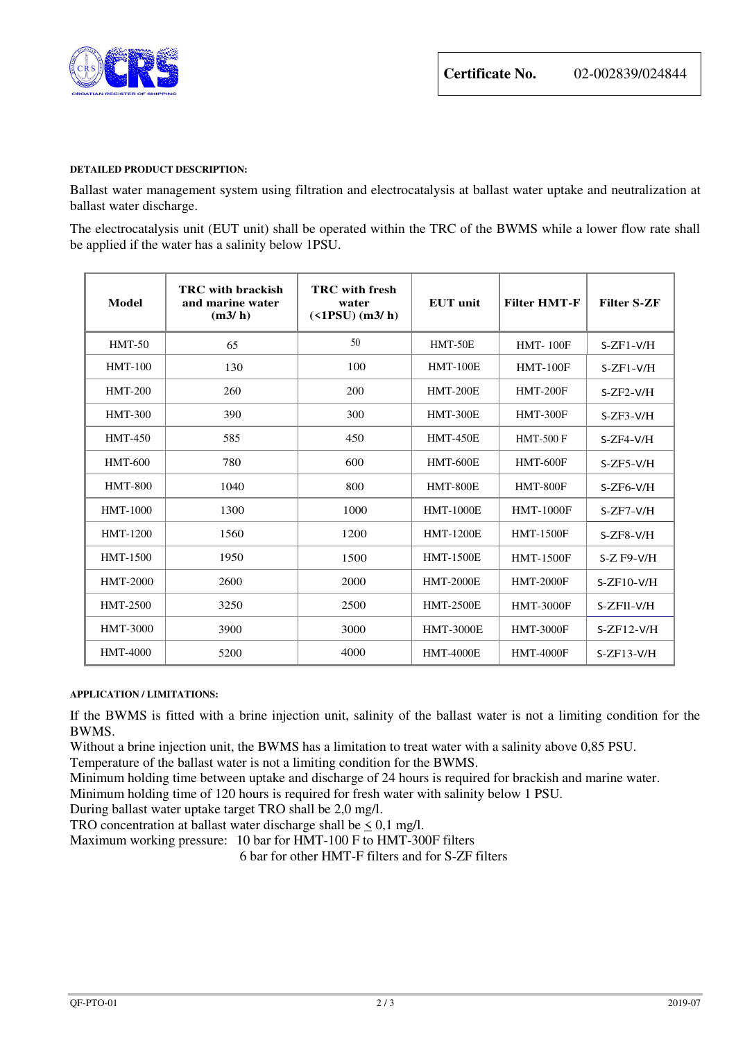**Certificate No.** 02-002839/024844

**DETAILED PRODUCT DESCRIPTION:**

Ballast water management system using filtration and electrocatalysis at ballast water uptake and neutralization at ballast water discharge.

The electrocatalysis unit (EUT unit) shall be operated within the TRC of the BWMS while a lower flow rate shall be applied if the water has a salinity below 1PSU.

| Model | TRC with brackish and marine water (m3/ h) | TRC with fresh water (<1PSU) (m3/ h) | EUT unit | Filter HMT-F | Filter S-ZF |
|---|---|---|---|---|---|
| HMT-50 | 65 | 50 | HMT-50E | HMT- 100F | S-ZF1-V/H |
| HMT-100 | 130 | 100 | HMT-100E | HMT-100F | S-ZF1-V/H |
| HMT-200 | 260 | 200 | HMT-200E | HMT-200F | S-ZF2-V/H |
| HMT-300 | 390 | 300 | HMT-300E | HMT-300F | S-ZF3-V/H |
| HMT-450 | 585 | 450 | HMT-450E | HMT-500 F | S-ZF4-V/H |
| HMT-600 | 780 | 600 | HMT-600E | HMT-600F | S-ZF5-V/H |
| HMT-800 | 1040 | 800 | HMT-800E | HMT-800F | S-ZF6-V/H |
| HMT-1000 | 1300 | 1000 | HMT-1000E | HMT-1000F | S-ZF7-V/H |
| HMT-1200 | 1560 | 1200 | HMT-1200E | HMT-1500F | S-ZF8-V/H |
| HMT-1500 | 1950 | 1500 | HMT-1500E | HMT-1500F | S-Z F9-V/H |
| HMT-2000 | 2600 | 2000 | HMT-2000E | HMT-2000F | S-ZF10-V/H |
| HMT-2500 | 3250 | 2500 | HMT-2500E | HMT-3000F | S-ZFlI-V/H |
| HMT-3000 | 3900 | 3000 | HMT-3000E | HMT-3000F | S-ZF12-V/H |
| HMT-4000 | 5200 | 4000 | HMT-4000E | HMT-4000F | S-ZF13-V/H |

**APPLICATION / LIMITATIONS:**

If the BWMS is fitted with a brine injection unit, salinity of the ballast water is not a limiting condition for the BWMS.
Without a brine injection unit, the BWMS has a limitation to treat water with a salinity above 0,85 PSU.
Temperature of the ballast water is not a limiting condition for the BWMS.
Minimum holding time between uptake and discharge of 24 hours is required for brackish and marine water.
Minimum holding time of 120 hours is required for fresh water with salinity below 1 PSU.
During ballast water uptake target TRO shall be 2,0 mg/l.
TRO concentration at ballast water discharge shall be $\leq$ 0,1 mg/l.
Maximum working pressure: 10 bar for HMT-100 F to HMT-300F filters
6 bar for other HMT-F filters and for S-ZF filters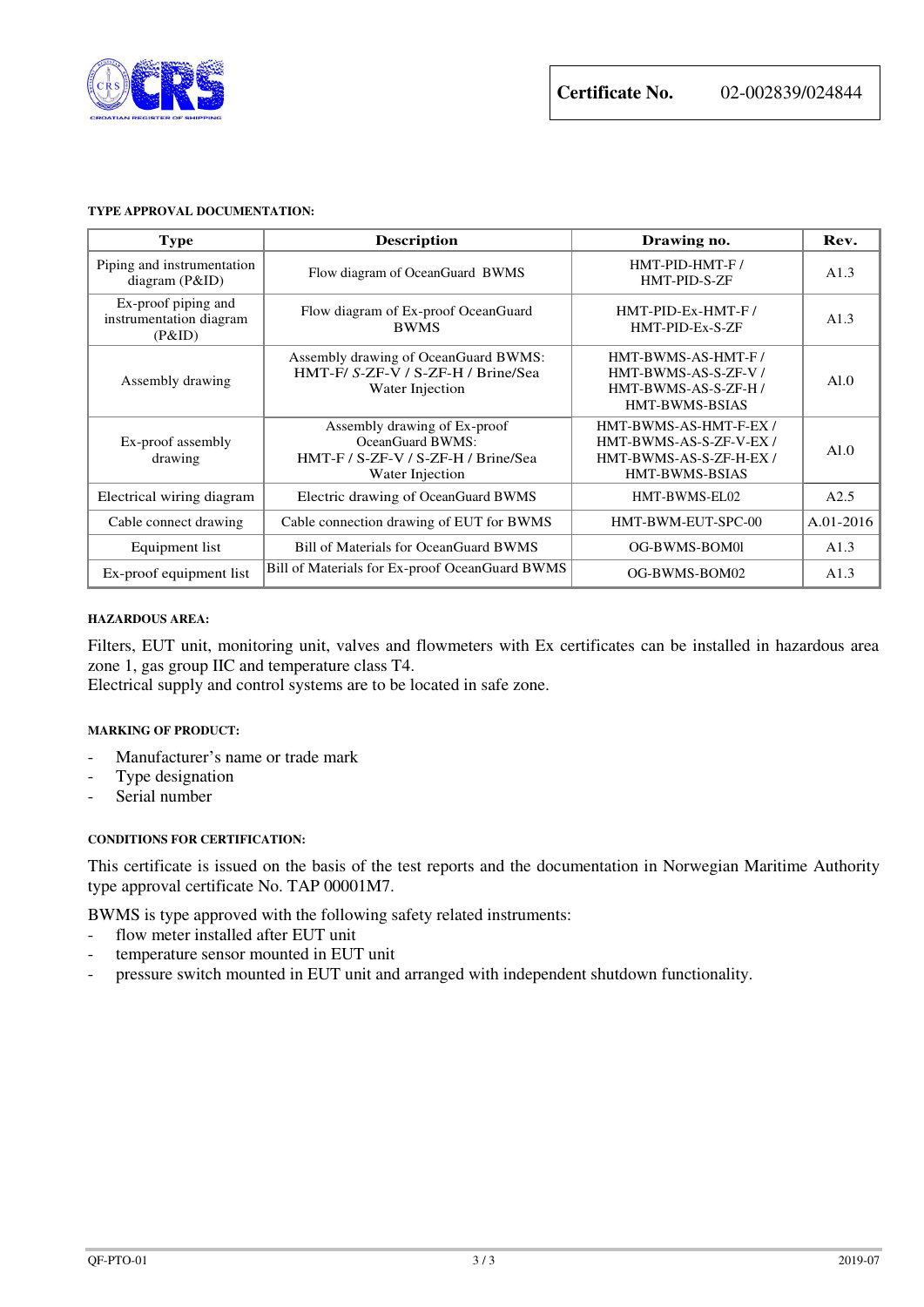**Certificate No.** 02-002839/024844

#### TYPE APPROVAL DOCUMENTATION:

| Type | Description | Drawing no. | Rev. |
|---|---|---|---|
| Piping and instrumentation diagram (P&ID) | Flow diagram of OceanGuard BWMS | HMT-PID-HMT-F / HMT-PID-S-ZF | A1.3 |
| Ex-proof piping and instrumentation diagram (P&ID) | Flow diagram of Ex-proof OceanGuard BWMS | HMT-PID-Ex-HMT-F / HMT-PID-Ex-S-ZF | A1.3 |
| Assembly drawing | Assembly drawing of OceanGuard BWMS: HMT-F/ *S*-ZF-V / S-ZF-H / Brine/Sea Water Injection | HMT-BWMS-AS-HMT-F / HMT-BWMS-AS-S-ZF-V / HMT-BWMS-AS-S-ZF-H / HMT-BWMS-BSIAS | Al.0 |
| Ex-proof assembly drawing | Assembly drawing of Ex-proof OceanGuard BWMS: HMT-F / S-ZF-V / S-ZF-H / Brine/Sea Water Injection | HMT-BWMS-AS-HMT-F-EX / HMT-BWMS-AS-S-ZF-V-EX / HMT-BWMS-AS-S-ZF-H-EX / HMT-BWMS-BSIAS | Al.0 |
| Electrical wiring diagram | Electric drawing of OceanGuard BWMS | HMT-BWMS-EL02 | A2.5 |
| Cable connect drawing | Cable connection drawing of EUT for BWMS | HMT-BWM-EUT-SPC-00 | A.01-2016 |
| Equipment list | Bill of Materials for OceanGuard BWMS | OG-BWMS-BOM0l | A1.3 |
| Ex-proof equipment list | Bill of Materials for Ex-proof OceanGuard BWMS | OG-BWMS-BOM02 | A1.3 |

#### HAZARDOUS AREA:

Filters, EUT unit, monitoring unit, valves and flowmeters with Ex certificates can be installed in hazardous area zone 1, gas group IIC and temperature class T4.
Electrical supply and control systems are to be located in safe zone.

#### MARKING OF PRODUCT:

- Manufacturer's name or trade mark
- Type designation
- Serial number

#### CONDITIONS FOR CERTIFICATION:

This certificate is issued on the basis of the test reports and the documentation in Norwegian Maritime Authority type approval certificate No. TAP 00001M7.

BWMS is type approved with the following safety related instruments:

- flow meter installed after EUT unit
- temperature sensor mounted in EUT unit
- pressure switch mounted in EUT unit and arranged with independent shutdown functionality.